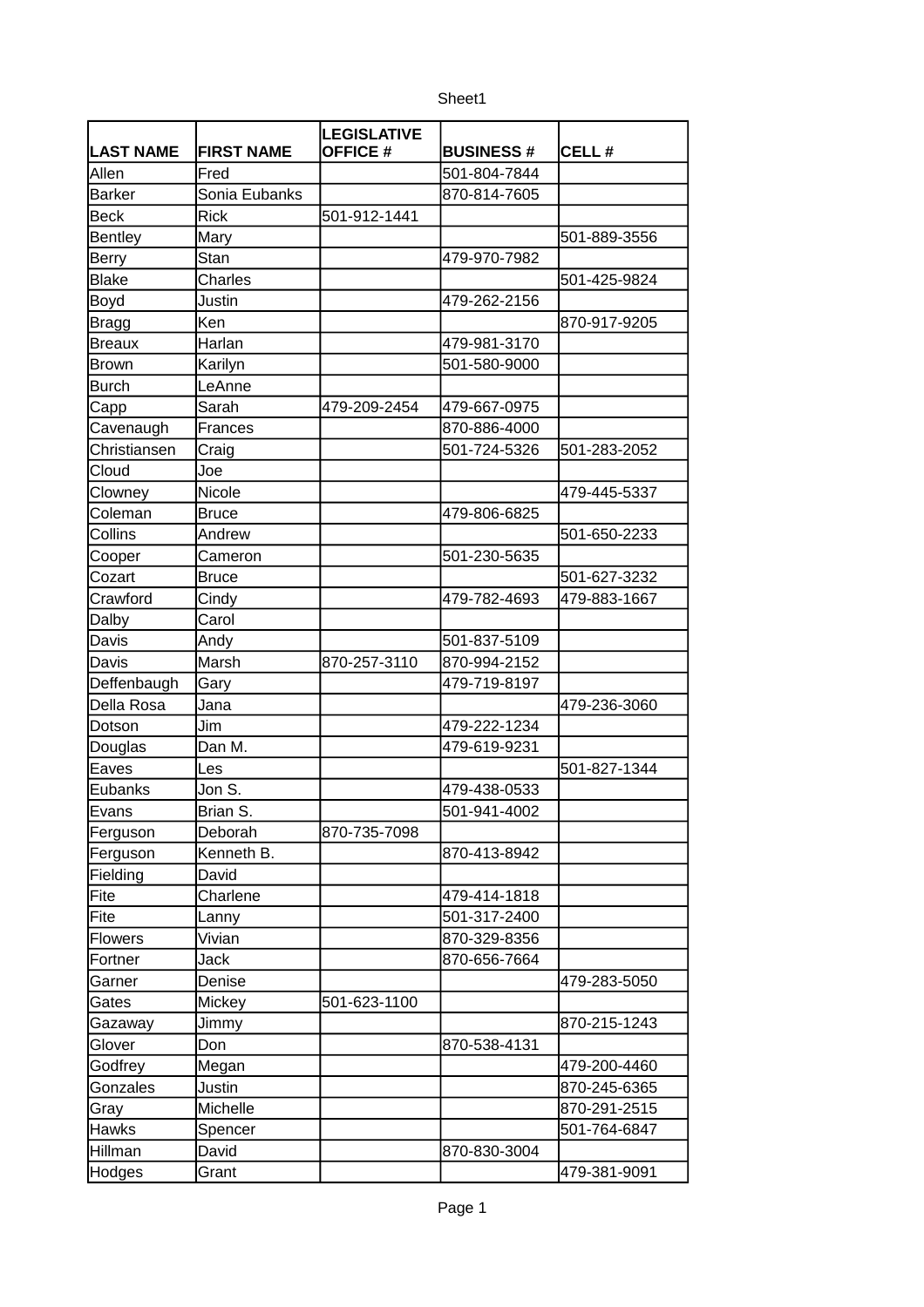| LAST NAME | FIRST NAME | LEGISLATIVE OFFICE # | BUSINESS # | CELL # |
|---|---|---|---|---|
| Allen | Fred | | 501-804-7844 | |
| Barker | Sonia Eubanks | | 870-814-7605 | |
| Beck | Rick | 501-912-1441 | | |
| Bentley | Mary | | | 501-889-3556 |
| Berry | Stan | | 479-970-7982 | |
| Blake | Charles | | | 501-425-9824 |
| Boyd | Justin | | 479-262-2156 | |
| Bragg | Ken | | | 870-917-9205 |
| Breaux | Harlan | | 479-981-3170 | |
| Brown | Karilyn | | 501-580-9000 | |
| Burch | LeAnne | | | |
| Capp | Sarah | 479-209-2454 | 479-667-0975 | |
| Cavenaugh | Frances | | 870-886-4000 | |
| Christiansen | Craig | | 501-724-5326 | 501-283-2052 |
| Cloud | Joe | | | |
| Clowney | Nicole | | | 479-445-5337 |
| Coleman | Bruce | | 479-806-6825 | |
| Collins | Andrew | | | 501-650-2233 |
| Cooper | Cameron | | 501-230-5635 | |
| Cozart | Bruce | | | 501-627-3232 |
| Crawford | Cindy | | 479-782-4693 | 479-883-1667 |
| Dalby | Carol | | | |
| Davis | Andy | | 501-837-5109 | |
| Davis | Marsh | 870-257-3110 | 870-994-2152 | |
| Deffenbaugh | Gary | | 479-719-8197 | |
| Della Rosa | Jana | | | 479-236-3060 |
| Dotson | Jim | | 479-222-1234 | |
| Douglas | Dan M. | | 479-619-9231 | |
| Eaves | Les | | | 501-827-1344 |
| Eubanks | Jon S. | | 479-438-0533 | |
| Evans | Brian S. | | 501-941-4002 | |
| Ferguson | Deborah | 870-735-7098 | | |
| Ferguson | Kenneth B. | | 870-413-8942 | |
| Fielding | David | | | |
| Fite | Charlene | | 479-414-1818 | |
| Fite | Lanny | | 501-317-2400 | |
| Flowers | Vivian | | 870-329-8356 | |
| Fortner | Jack | | 870-656-7664 | |
| Garner | Denise | | | 479-283-5050 |
| Gates | Mickey | 501-623-1100 | | |
| Gazaway | Jimmy | | | 870-215-1243 |
| Glover | Don | | 870-538-4131 | |
| Godfrey | Megan | | | 479-200-4460 |
| Gonzales | Justin | | | 870-245-6365 |
| Gray | Michelle | | | 870-291-2515 |
| Hawks | Spencer | | | 501-764-6847 |
| Hillman | David | | 870-830-3004 | |
| Hodges | Grant | | | 479-381-9091 |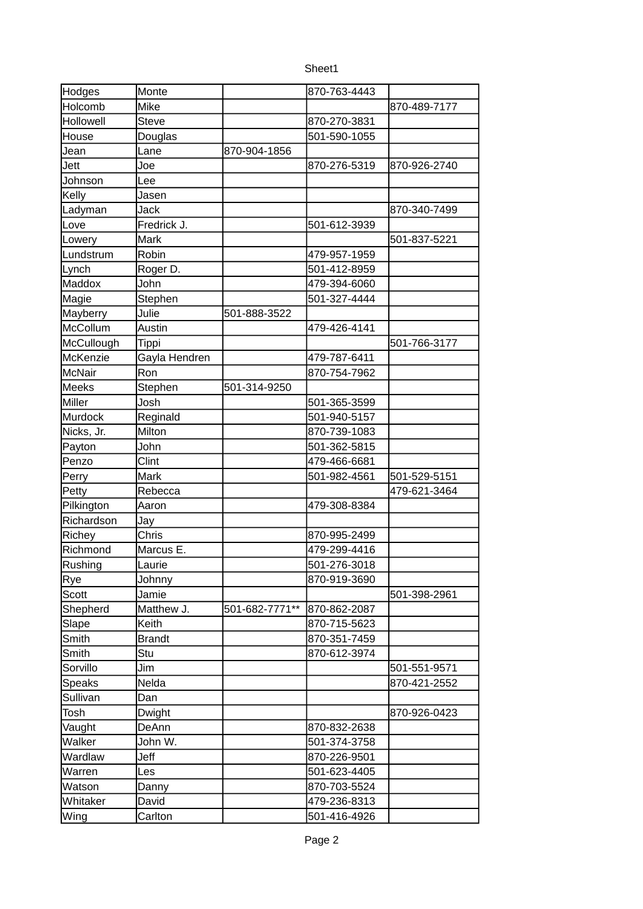| | | | | |
|---|---|---|---|---|
| Hodges | Monte | | 870-763-4443 | |
| Holcomb | Mike | | | 870-489-7177 |
| Hollowell | Steve | | 870-270-3831 | |
| House | Douglas | | 501-590-1055 | |
| Jean | Lane | 870-904-1856 | | |
| Jett | Joe | | 870-276-5319 | 870-926-2740 |
| Johnson | Lee | | | |
| Kelly | Jasen | | | |
| Ladyman | Jack | | | 870-340-7499 |
| Love | Fredrick J. | | 501-612-3939 | |
| Lowery | Mark | | | 501-837-5221 |
| Lundstrum | Robin | | 479-957-1959 | |
| Lynch | Roger D. | | 501-412-8959 | |
| Maddox | John | | 479-394-6060 | |
| Magie | Stephen | | 501-327-4444 | |
| Mayberry | Julie | 501-888-3522 | | |
| McCollum | Austin | | 479-426-4141 | |
| McCullough | Tippi | | | 501-766-3177 |
| McKenzie | Gayla Hendren | | 479-787-6411 | |
| McNair | Ron | | 870-754-7962 | |
| Meeks | Stephen | 501-314-9250 | | |
| Miller | Josh | | 501-365-3599 | |
| Murdock | Reginald | | 501-940-5157 | |
| Nicks, Jr. | Milton | | 870-739-1083 | |
| Payton | John | | 501-362-5815 | |
| Penzo | Clint | | 479-466-6681 | |
| Perry | Mark | | 501-982-4561 | 501-529-5151 |
| Petty | Rebecca | | | 479-621-3464 |
| Pilkington | Aaron | | 479-308-8384 | |
| Richardson | Jay | | | |
| Richey | Chris | | 870-995-2499 | |
| Richmond | Marcus E. | | 479-299-4416 | |
| Rushing | Laurie | | 501-276-3018 | |
| Rye | Johnny | | 870-919-3690 | |
| Scott | Jamie | | | 501-398-2961 |
| Shepherd | Matthew J. | 501-682-7771** | 870-862-2087 | |
| Slape | Keith | | 870-715-5623 | |
| Smith | Brandt | | 870-351-7459 | |
| Smith | Stu | | 870-612-3974 | |
| Sorvillo | Jim | | | 501-551-9571 |
| Speaks | Nelda | | | 870-421-2552 |
| Sullivan | Dan | | | |
| Tosh | Dwight | | | 870-926-0423 |
| Vaught | DeAnn | | 870-832-2638 | |
| Walker | John W. | | 501-374-3758 | |
| Wardlaw | Jeff | | 870-226-9501 | |
| Warren | Les | | 501-623-4405 | |
| Watson | Danny | | 870-703-5524 | |
| Whitaker | David | | 479-236-8313 | |
| Wing | Carlton | | 501-416-4926 | |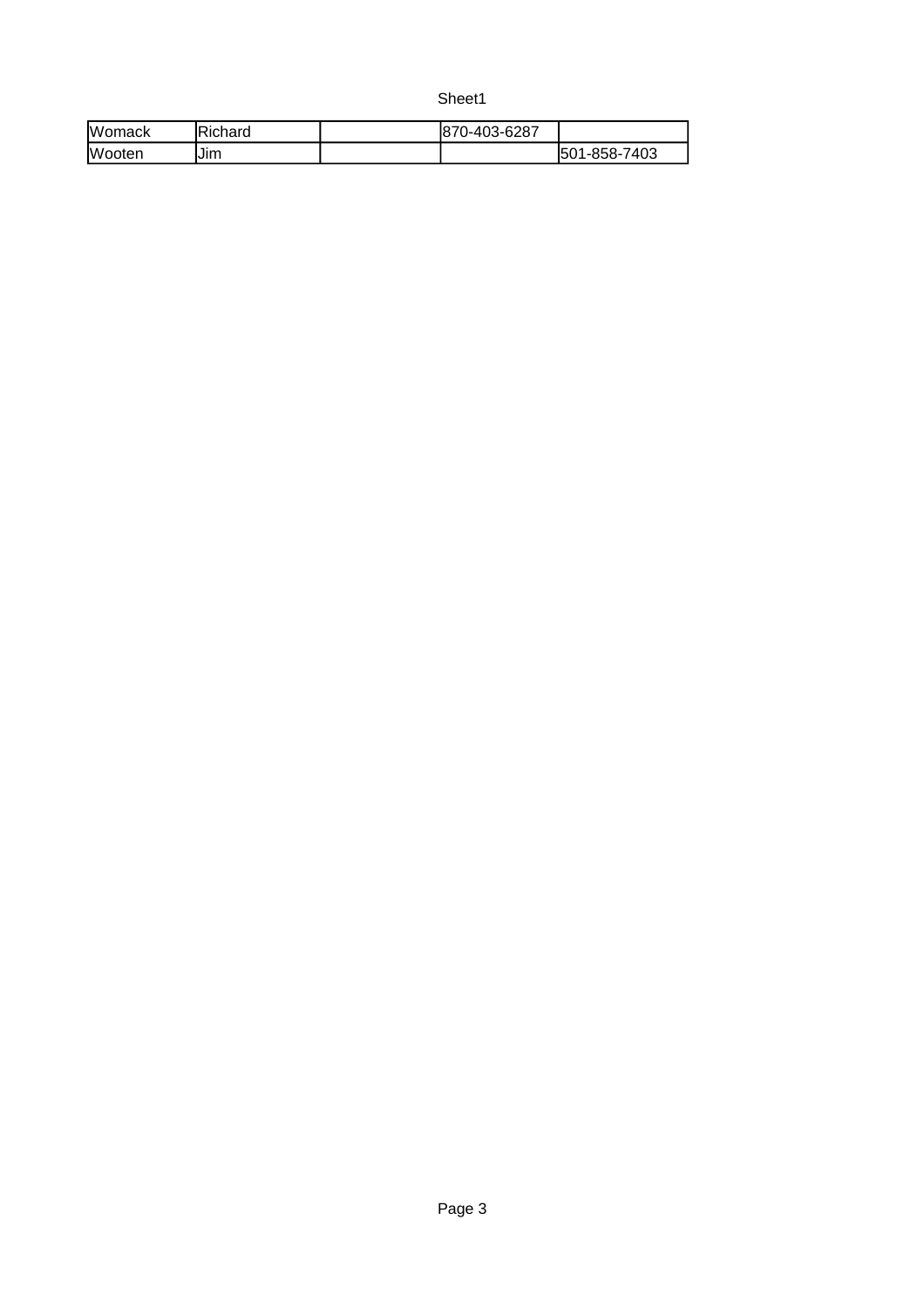| | | | | |
|---|---|---|---|---|
| Womack | Richard | | 870-403-6287 | |
| Wooten | Jim | | | 501-858-7403 |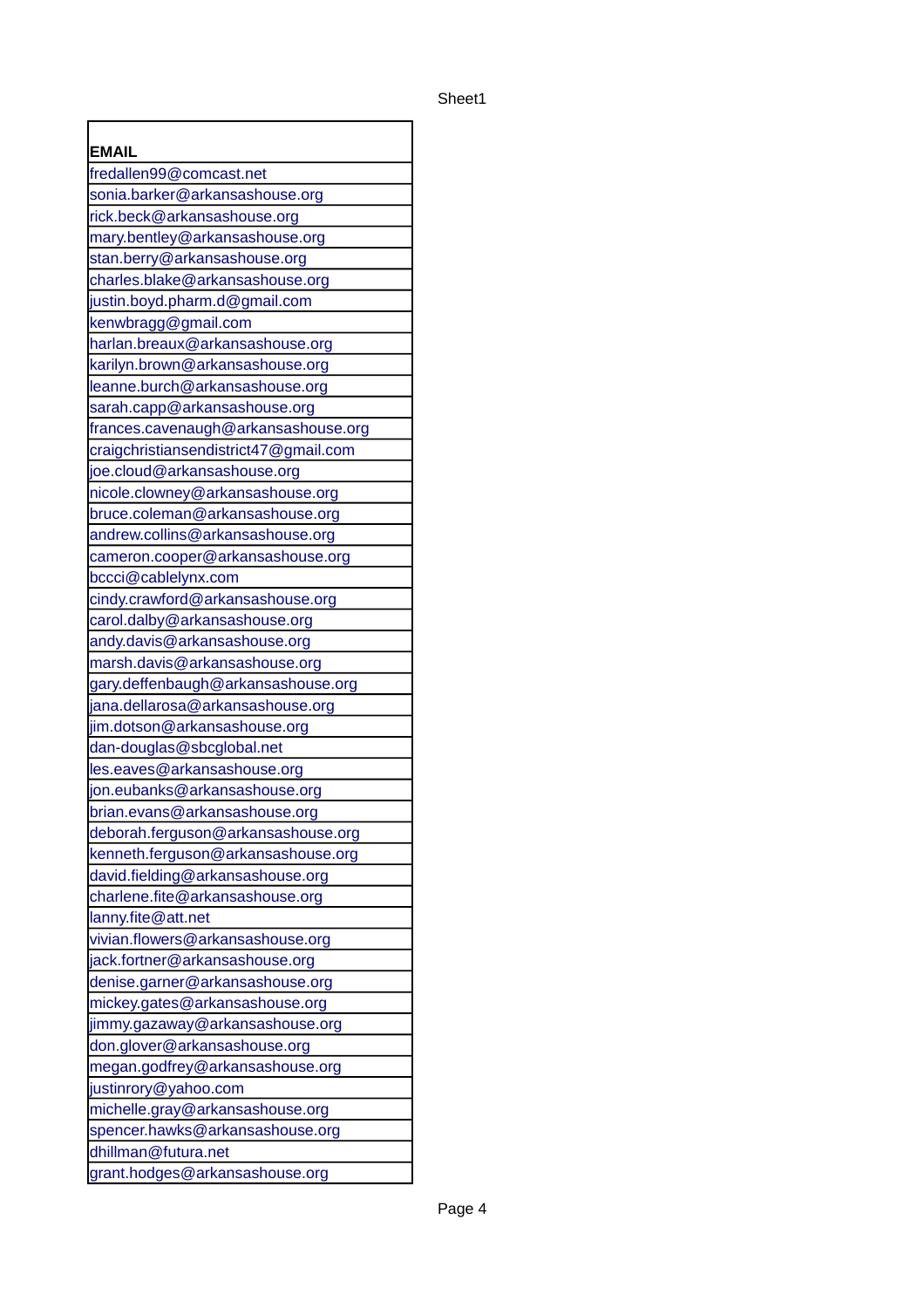| EMAIL |
|---|
| fredallen99@comcast.net |
| sonia.barker@arkansashouse.org |
| rick.beck@arkansashouse.org |
| mary.bentley@arkansashouse.org |
| stan.berry@arkansashouse.org |
| charles.blake@arkansashouse.org |
| justin.boyd.pharm.d@gmail.com |
| kenwbragg@gmail.com |
| harlan.breaux@arkansashouse.org |
| karilyn.brown@arkansashouse.org |
| leanne.burch@arkansashouse.org |
| sarah.capp@arkansashouse.org |
| frances.cavenaugh@arkansashouse.org |
| craigchristiansendistrict47@gmail.com |
| joe.cloud@arkansashouse.org |
| nicole.clowney@arkansashouse.org |
| bruce.coleman@arkansashouse.org |
| andrew.collins@arkansashouse.org |
| cameron.cooper@arkansashouse.org |
| bccci@cablelynx.com |
| cindy.crawford@arkansashouse.org |
| carol.dalby@arkansashouse.org |
| andy.davis@arkansashouse.org |
| marsh.davis@arkansashouse.org |
| gary.deffenbaugh@arkansashouse.org |
| jana.dellarosa@arkansashouse.org |
| jim.dotson@arkansashouse.org |
| dan-douglas@sbcglobal.net |
| les.eaves@arkansashouse.org |
| jon.eubanks@arkansashouse.org |
| brian.evans@arkansashouse.org |
| deborah.ferguson@arkansashouse.org |
| kenneth.ferguson@arkansashouse.org |
| david.fielding@arkansashouse.org |
| charlene.fite@arkansashouse.org |
| lanny.fite@att.net |
| vivian.flowers@arkansashouse.org |
| jack.fortner@arkansashouse.org |
| denise.garner@arkansashouse.org |
| mickey.gates@arkansashouse.org |
| jimmy.gazaway@arkansashouse.org |
| don.glover@arkansashouse.org |
| megan.godfrey@arkansashouse.org |
| justinrory@yahoo.com |
| michelle.gray@arkansashouse.org |
| spencer.hawks@arkansashouse.org |
| dhillman@futura.net |
| grant.hodges@arkansashouse.org |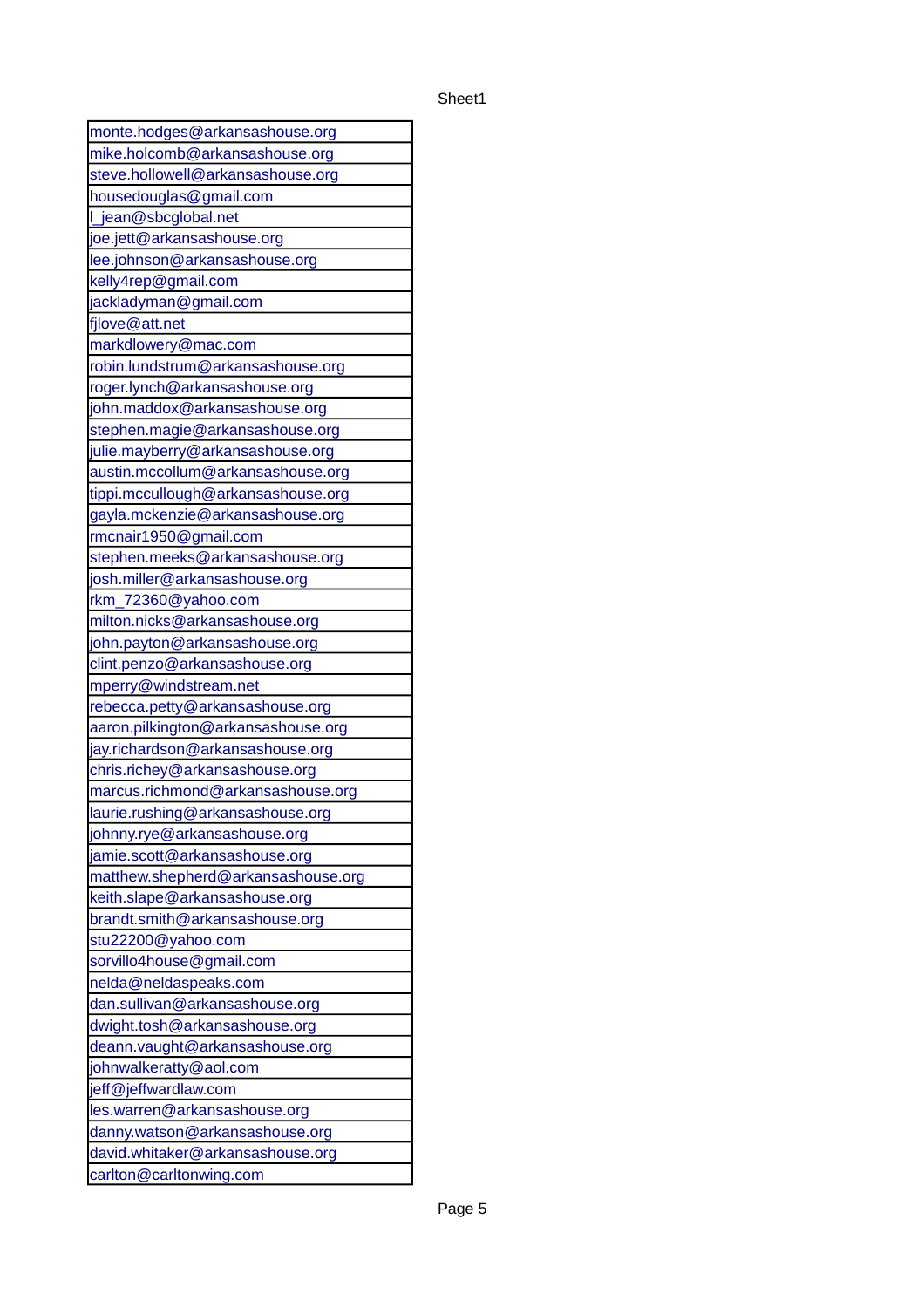| monte.hodges@arkansashouse.org |
|---|
| mike.holcomb@arkansashouse.org |
| steve.hollowell@arkansashouse.org |
| housedouglas@gmail.com |
| l_jean@sbcglobal.net |
| joe.jett@arkansashouse.org |
| lee.johnson@arkansashouse.org |
| kelly4rep@gmail.com |
| jackladyman@gmail.com |
| fjlove@att.net |
| markdlowery@mac.com |
| robin.lundstrum@arkansashouse.org |
| roger.lynch@arkansashouse.org |
| john.maddox@arkansashouse.org |
| stephen.magie@arkansashouse.org |
| julie.mayberry@arkansashouse.org |
| austin.mccollum@arkansashouse.org |
| tippi.mccullough@arkansashouse.org |
| gayla.mckenzie@arkansashouse.org |
| rmcnair1950@gmail.com |
| stephen.meeks@arkansashouse.org |
| josh.miller@arkansashouse.org |
| rkm_72360@yahoo.com |
| milton.nicks@arkansashouse.org |
| john.payton@arkansashouse.org |
| clint.penzo@arkansashouse.org |
| mperry@windstream.net |
| rebecca.petty@arkansashouse.org |
| aaron.pilkington@arkansashouse.org |
| jay.richardson@arkansashouse.org |
| chris.richey@arkansashouse.org |
| marcus.richmond@arkansashouse.org |
| laurie.rushing@arkansashouse.org |
| johnny.rye@arkansashouse.org |
| jamie.scott@arkansashouse.org |
| matthew.shepherd@arkansashouse.org |
| keith.slape@arkansashouse.org |
| brandt.smith@arkansashouse.org |
| stu22200@yahoo.com |
| sorvillo4house@gmail.com |
| nelda@neldaspeaks.com |
| dan.sullivan@arkansashouse.org |
| dwight.tosh@arkansashouse.org |
| deann.vaught@arkansashouse.org |
| johnwalkeratty@aol.com |
| jeff@jeffwardlaw.com |
| les.warren@arkansashouse.org |
| danny.watson@arkansashouse.org |
| david.whitaker@arkansashouse.org |
| carlton@carltonwing.com |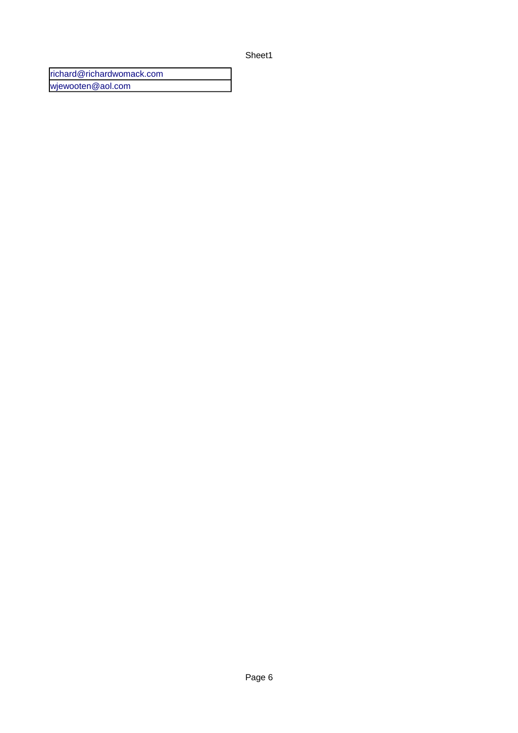| |
|---|
| richard@richardwomack.com |
| wjewooten@aol.com |